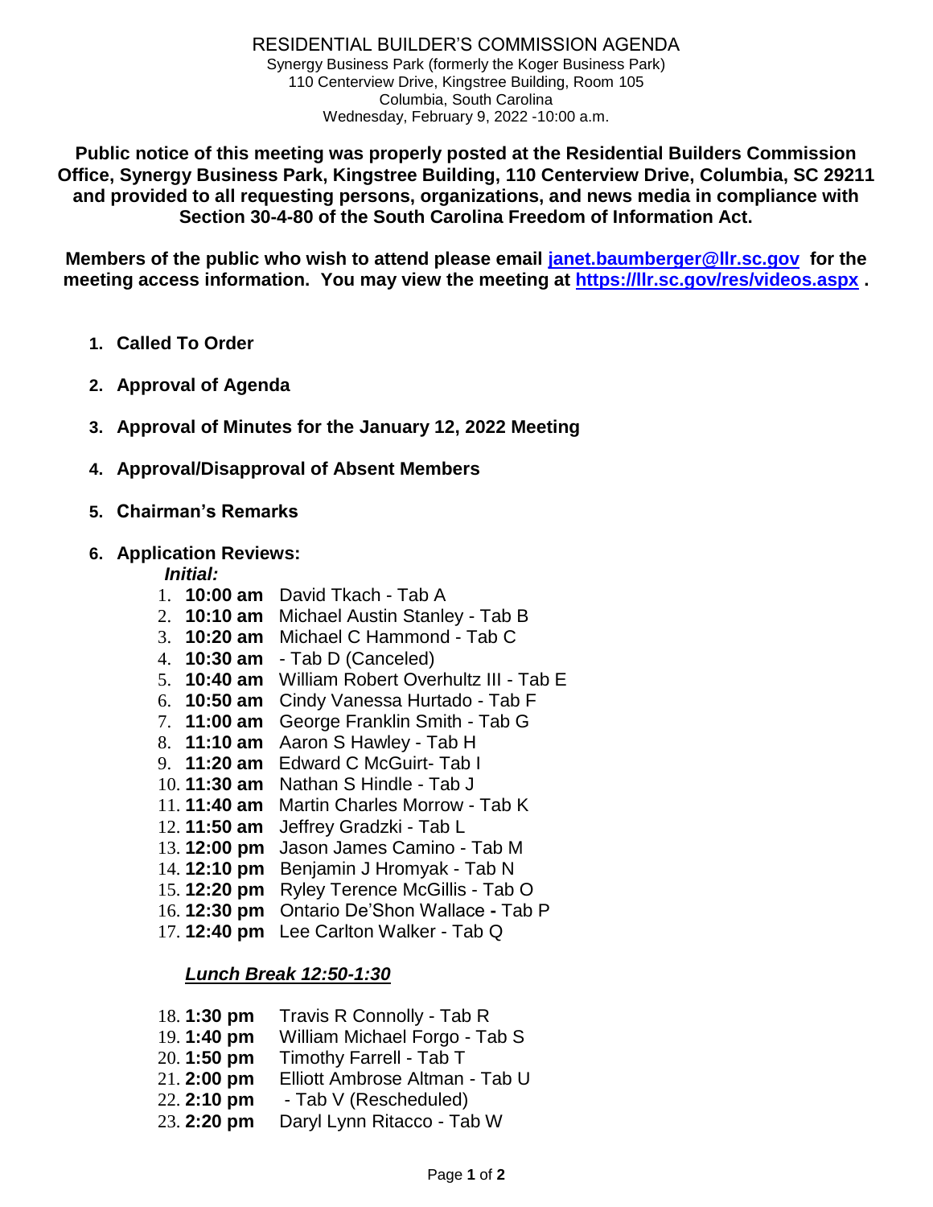# RESIDENTIAL BUILDER'S COMMISSION AGENDA

Synergy Business Park (formerly the Koger Business Park)
110 Centerview Drive, Kingstree Building, Room 105
Columbia, South Carolina
Wednesday, February 9, 2022 -10:00 a.m.

**Public notice of this meeting was properly posted at the Residential Builders Commission Office, Synergy Business Park, Kingstree Building, 110 Centerview Drive, Columbia, SC 29211 and provided to all requesting persons, organizations, and news media in compliance with Section 30-4-80 of the South Carolina Freedom of Information Act.**

**Members of the public who wish to attend please email [janet.baumberger@llr.sc.gov](mailto:janet.baumberger@llr.sc.gov) for the meeting access information. You may view the meeting at [https://llr.sc.gov/res/videos.aspx](https://llr.sc.gov/res/videos.aspx) .**

1. **Called To Order**
2. **Approval of Agenda**
3. **Approval of Minutes for the January 12, 2022 Meeting**
4. **Approval/Disapproval of Absent Members**
5. **Chairman's Remarks**
6. **Application Reviews:**

   ***Initial:***

   1. **10:00 am** David Tkach - Tab A
   2. **10:10 am** Michael Austin Stanley - Tab B
   3. **10:20 am** Michael C Hammond - Tab C
   4. **10:30 am** - Tab D (Canceled)
   5. **10:40 am** William Robert Overhultz III - Tab E
   6. **10:50 am** Cindy Vanessa Hurtado - Tab F
   7. **11:00 am** George Franklin Smith - Tab G
   8. **11:10 am** Aaron S Hawley - Tab H
   9. **11:20 am** Edward C McGuirt- Tab I
   10. **11:30 am** Nathan S Hindle - Tab J
   11. **11:40 am** Martin Charles Morrow - Tab K
   12. **11:50 am** Jeffrey Gradzki - Tab L
   13. **12:00 pm** Jason James Camino - Tab M
   14. **12:10 pm** Benjamin J Hromyak - Tab N
   15. **12:20 pm** Ryley Terence McGillis - Tab O
   16. **12:30 pm** Ontario De'Shon Wallace **-** Tab P
   17. **12:40 pm** Lee Carlton Walker - Tab Q

   ***Lunch Break 12:50-1:30***

   18. **1:30 pm** Travis R Connolly - Tab R
   19. **1:40 pm** William Michael Forgo - Tab S
   20. **1:50 pm** Timothy Farrell - Tab T
   21. **2:00 pm** Elliott Ambrose Altman - Tab U
   22. **2:10 pm** - Tab V (Rescheduled)
   23. **2:20 pm** Daryl Lynn Ritacco - Tab W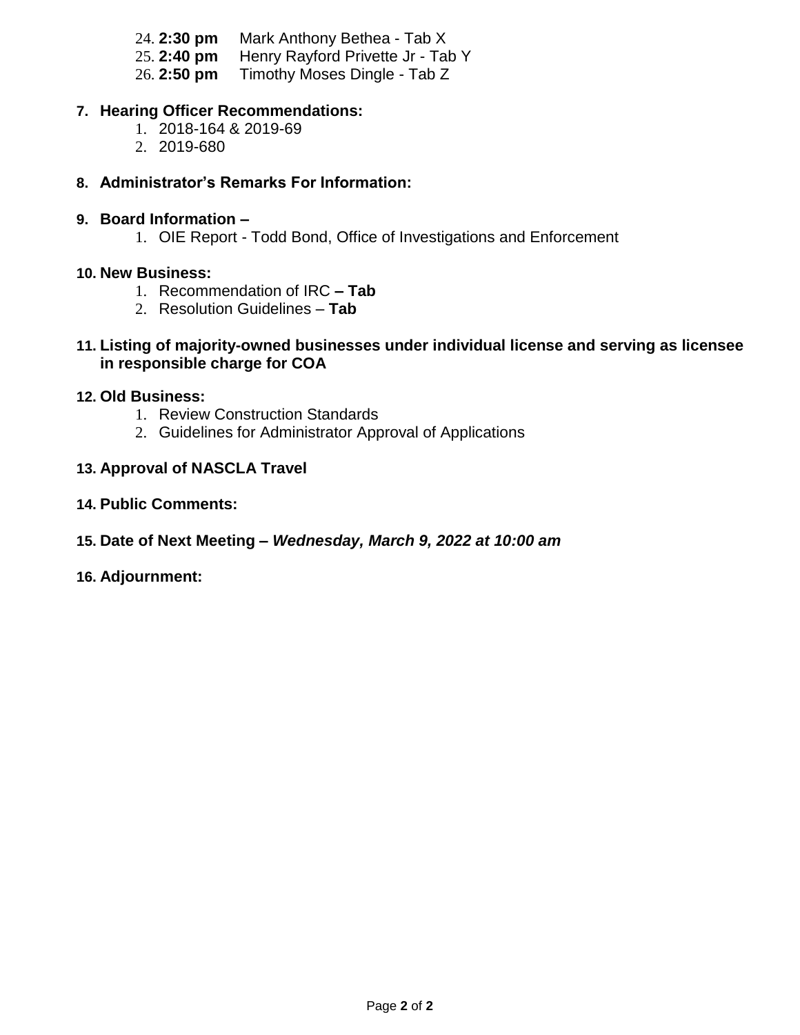24. **2:30 pm** Mark Anthony Bethea - Tab X
25. **2:40 pm** Henry Rayford Privette Jr - Tab Y
26. **2:50 pm** Timothy Moses Dingle - Tab Z

**7. Hearing Officer Recommendations:**

1. 2018-164 & 2019-69
2. 2019-680

**8. Administrator's Remarks For Information:**

**9. Board Information –**

1. OIE Report - Todd Bond, Office of Investigations and Enforcement

**10. New Business:**

1. Recommendation of IRC **– Tab**
2. Resolution Guidelines – **Tab**

**11. Listing of majority-owned businesses under individual license and serving as licensee in responsible charge for COA**

**12. Old Business:**

1. Review Construction Standards
2. Guidelines for Administrator Approval of Applications

**13. Approval of NASCLA Travel**

**14. Public Comments:**

**15. Date of Next Meeting –** ***Wednesday, March 9, 2022 at 10:00 am***

**16. Adjournment:**